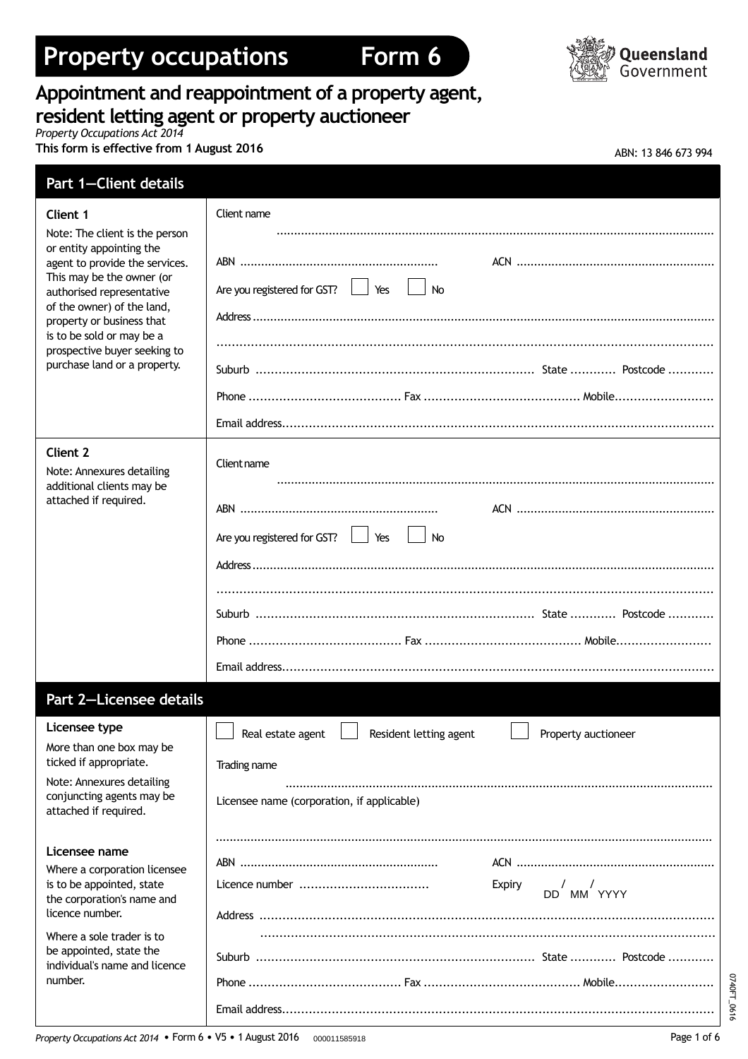# Property occupations Form 6

Queensland Government

## Appointment and reappointment of a property agent, resident letting agent or property auctioneer

*Property Occupations Act 2014*

**This form is effective from 1 August 2016**

ABN: 13 846 673 994

## Part 1—Client details

| | |
|---|---|
| **Client 1**<br>Note: The client is the person or entity appointing the agent to provide the services. This may be the owner (or authorised representative of the owner) of the land, property or business that is to be sold or may be a prospective buyer seeking to purchase land or a property. | Client name ..........<br>ABN .......... ACN ..........<br>Are you registered for GST? ☐ Yes ☐ No<br>Address ..........<br>..........<br>Suburb .......... State .......... Postcode ..........<br>Phone .......... Fax .......... Mobile..........<br>Email address.......... |
| **Client 2**<br>Note: Annexures detailing additional clients may be attached if required. | Client name ..........<br>ABN .......... ACN ..........<br>Are you registered for GST? ☐ Yes ☐ No<br>Address ..........<br>..........<br>Suburb .......... State .......... Postcode ..........<br>Phone .......... Fax .......... Mobile..........<br>Email address.......... |

## Part 2—Licensee details

| | |
|---|---|
| **Licensee type**<br>More than one box may be ticked if appropriate.<br>Note: Annexures detailing conjuncting agents may be attached if required.<br><br>**Licensee name**<br>Where a corporation licensee is to be appointed, state the corporation's name and licence number.<br>Where a sole trader is to be appointed, state the individual's name and licence number. | ☐ Real estate agent ☐ Resident letting agent ☐ Property auctioneer<br>Trading name ..........<br>Licensee name (corporation, if applicable)<br>..........<br>ABN .......... ACN ..........<br>Licence number .......... Expiry DD / MM / YYYY<br>Address ..........<br>..........<br>Suburb .......... State .......... Postcode ..........<br>Phone .......... Fax .......... Mobile..........<br>Email address.......... |

0740FT_0616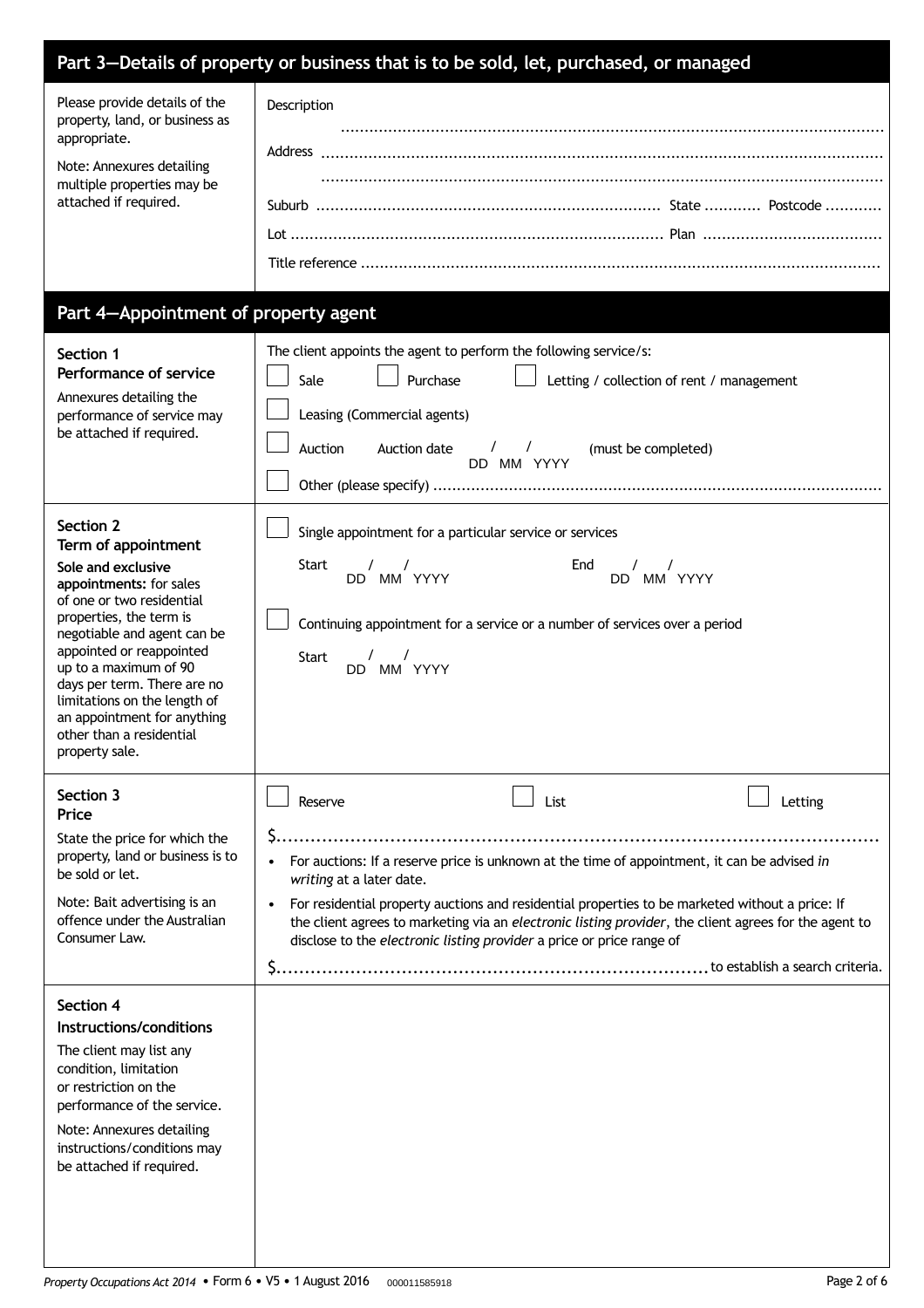## Part 3—Details of property or business that is to be sold, let, purchased, or managed

| | |
|---|---|
| Please provide details of the property, land, or business as appropriate.<br><br>Note: Annexures detailing multiple properties may be attached if required. | Description ..........<br><br>Address ..........<br>..........<br><br>Suburb .......... State .......... Postcode ..........<br><br>Lot .......... Plan ..........<br><br>Title reference .......... |

## Part 4—Appointment of property agent

| | |
|---|---|
| **Section 1**<br>**Performance of service**<br><br>Annexures detailing the performance of service may be attached if required. | The client appoints the agent to perform the following service/s:<br><br>☐ Sale ☐ Purchase ☐ Letting / collection of rent / management<br><br>☐ Leasing (Commercial agents)<br><br>☐ Auction Auction date / / (must be completed)<br>DD MM YYYY<br><br>☐ Other (please specify) .......... |
| **Section 2**<br>**Term of appointment**<br><br>**Sole and exclusive appointments:** for sales of one or two residential properties, the term is negotiable and agent can be appointed or reappointed up to a maximum of 90 days per term. There are no limitations on the length of an appointment for anything other than a residential property sale. | ☐ Single appointment for a particular service or services<br><br>Start / / End / /<br>DD MM YYYY DD MM YYYY<br><br>☐ Continuing appointment for a service or a number of services over a period<br><br>Start / /<br>DD MM YYYY |
| **Section 3**<br>**Price**<br><br>State the price for which the property, land or business is to be sold or let.<br><br>Note: Bait advertising is an offence under the Australian Consumer Law. | ☐ Reserve ☐ List ☐ Letting<br><br>$..........<br><br>• For auctions: If a reserve price is unknown at the time of appointment, it can be advised *in writing* at a later date.<br>• For residential property auctions and residential properties to be marketed without a price: If the client agrees to marketing via an *electronic listing provider*, the client agrees for the agent to disclose to the *electronic listing provider* a price or price range of<br><br>$.......... to establish a search criteria. |
| **Section 4**<br>**Instructions/conditions**<br><br>The client may list any condition, limitation or restriction on the performance of the service.<br><br>Note: Annexures detailing instructions/conditions may be attached if required. | |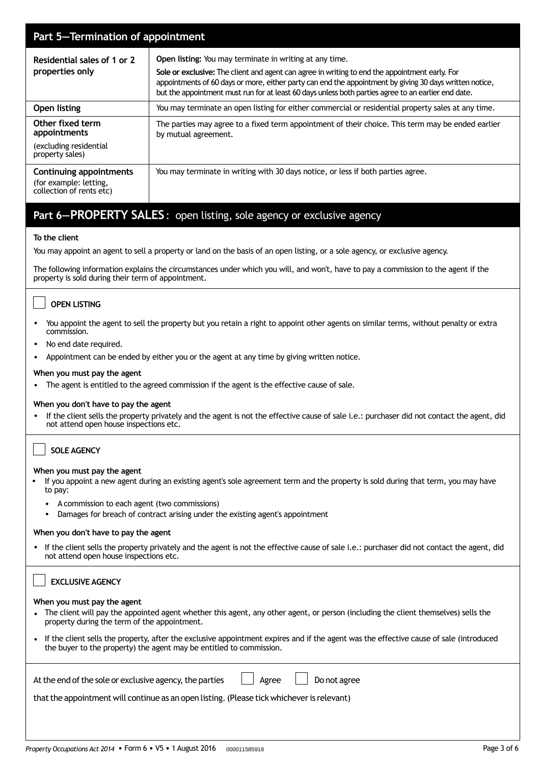## Part 5—Termination of appointment

| | |
|---|---|
| **Residential sales of 1 or 2 properties only** | **Open listing:** You may terminate in writing at any time. **Sole or exclusive:** The client and agent can agree in writing to end the appointment early. For appointments of 60 days or more, either party can end the appointment by giving 30 days written notice, but the appointment must run for at least 60 days unless both parties agree to an earlier end date. |
| **Open listing** | You may terminate an open listing for either commercial or residential property sales at any time. |
| **Other fixed term appointments** (excluding residential property sales) | The parties may agree to a fixed term appointment of their choice. This term may be ended earlier by mutual agreement. |
| **Continuing appointments** (for example: letting, collection of rents etc) | You may terminate in writing with 30 days notice, or less if both parties agree. |

## Part 6—PROPERTY SALES: open listing, sole agency or exclusive agency

**To the client**

You may appoint an agent to sell a property or land on the basis of an open listing, or a sole agency, or exclusive agency.

The following information explains the circumstances under which you will, and won't, have to pay a commission to the agent if the property is sold during their term of appointment.

☐ **OPEN LISTING**

- You appoint the agent to sell the property but you retain a right to appoint other agents on similar terms, without penalty or extra commission.
- No end date required.
- Appointment can be ended by either you or the agent at any time by giving written notice.

**When you must pay the agent**

- The agent is entitled to the agreed commission if the agent is the effective cause of sale.

**When you don't have to pay the agent**

- If the client sells the property privately and the agent is not the effective cause of sale i.e.: purchaser did not contact the agent, did not attend open house inspections etc.

☐ **SOLE AGENCY**

**When you must pay the agent**

- If you appoint a new agent during an existing agent's sole agreement term and the property is sold during that term, you may have to pay:
  - A commission to each agent (two commissions)
  - Damages for breach of contract arising under the existing agent's appointment

**When you don't have to pay the agent**

- If the client sells the property privately and the agent is not the effective cause of sale i.e.: purchaser did not contact the agent, did not attend open house inspections etc.

☐ **EXCLUSIVE AGENCY**

**When you must pay the agent**

- The client will pay the appointed agent whether this agent, any other agent, or person (including the client themselves) sells the property during the term of the appointment.
- If the client sells the property, after the exclusive appointment expires and if the agent was the effective cause of sale (introduced the buyer to the property) the agent may be entitled to commission.

At the end of the sole or exclusive agency, the parties ☐ Agree ☐ Do not agree

that the appointment will continue as an open listing. (Please tick whichever is relevant)

*Property Occupations Act 2014* • Form 6 • V5 • 1 August 2016 000011585918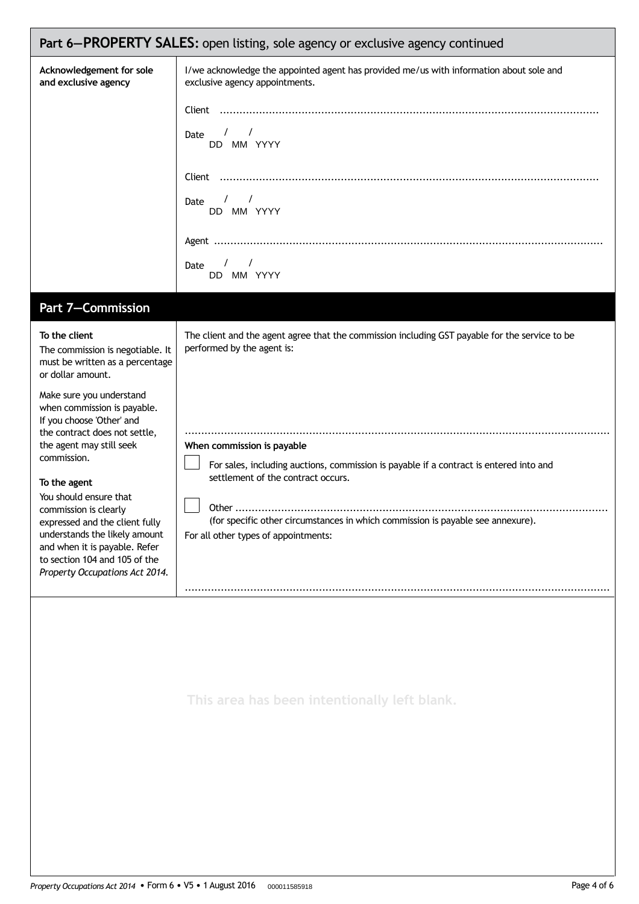## Part 6—PROPERTY SALES: open listing, sole agency or exclusive agency continued

**Acknowledgement for sole and exclusive agency**

I/we acknowledge the appointed agent has provided me/us with information about sole and exclusive agency appointments.

Client ..................................................................................................................

Date / / 
DD MM YYYY

Client ..................................................................................................................

Date / / 
DD MM YYYY

Agent ..................................................................................................................

Date / / 
DD MM YYYY

## Part 7—Commission

**To the client**

The commission is negotiable. It must be written as a percentage or dollar amount.

Make sure you understand when commission is payable. If you choose 'Other' and the contract does not settle, the agent may still seek commission.

**To the agent**

You should ensure that commission is clearly expressed and the client fully understands the likely amount and when it is payable. Refer to section 104 and 105 of the *Property Occupations Act 2014*.

The client and the agent agree that the commission including GST payable for the service to be performed by the agent is:

..................................................................................................................

**When commission is payable**

☐ For sales, including auctions, commission is payable if a contract is entered into and settlement of the contract occurs.

☐ Other ..................................................................................................................
(for specific other circumstances in which commission is payable see annexure).

For all other types of appointments:

..................................................................................................................

This area has been intentionally left blank.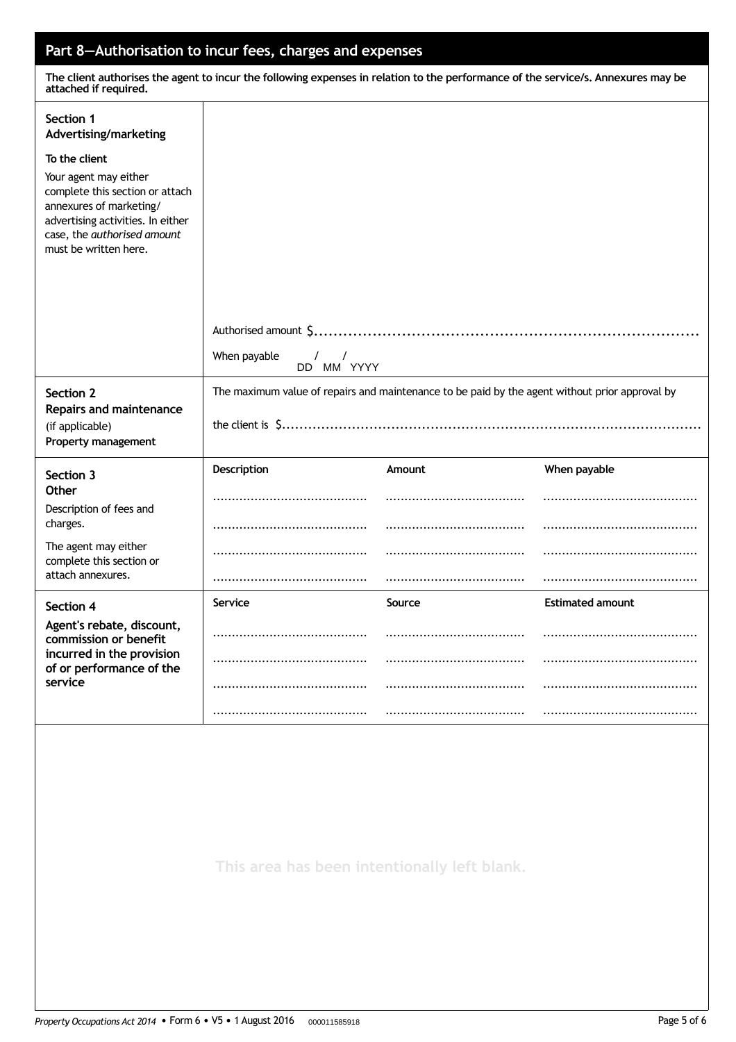## Part 8—Authorisation to incur fees, charges and expenses

**The client authorises the agent to incur the following expenses in relation to the performance of the service/s. Annexures may be attached if required.**

### Section 1 Advertising/marketing

**To the client**

Your agent may either complete this section or attach annexures of marketing/advertising activities. In either case, the *authorised amount* must be written here.

Authorised amount $..........................................................................

When payable &nbsp;&nbsp;&nbsp; / &nbsp;&nbsp; / 
DD MM YYYY

### Section 2 Repairs and maintenance (if applicable) Property management

The maximum value of repairs and maintenance to be paid by the agent without prior approval by the client is $..........................................................................

### Section 3 Other

Description of fees and charges.

The agent may either complete this section or attach annexures.

| Description | Amount | When payable |
|---|---|---|
| ........................................ | .................................... | ........................................ |
| ........................................ | .................................... | ........................................ |
| ........................................ | .................................... | ........................................ |
| ........................................ | .................................... | ........................................ |

### Section 4 Agent's rebate, discount, commission or benefit incurred in the provision of or performance of the service

| Service | Source | Estimated amount |
|---|---|---|
| ........................................ | .................................... | ........................................ |
| ........................................ | .................................... | ........................................ |
| ........................................ | .................................... | ........................................ |
| ........................................ | .................................... | ........................................ |

This area has been intentionally left blank.

*Property Occupations Act 2014* • Form 6 • V5 • 1 August 2016 000011585918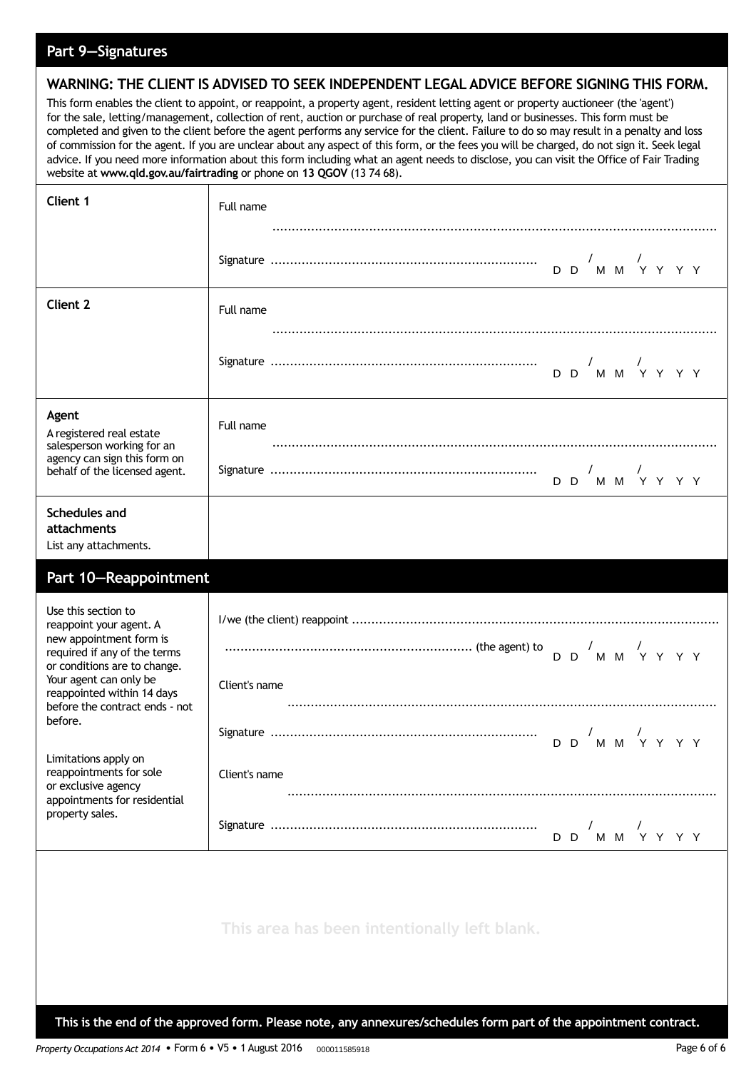## Part 9—Signatures

**WARNING: THE CLIENT IS ADVISED TO SEEK INDEPENDENT LEGAL ADVICE BEFORE SIGNING THIS FORM.**

This form enables the client to appoint, or reappoint, a property agent, resident letting agent or property auctioneer (the 'agent') for the sale, letting/management, collection of rent, auction or purchase of real property, land or businesses. This form must be completed and given to the client before the agent performs any service for the client. Failure to do so may result in a penalty and loss of commission for the agent. If you are unclear about any aspect of this form, or the fees you will be charged, do not sign it. Seek legal advice. If you need more information about this form including what an agent needs to disclose, you can visit the Office of Fair Trading website at **www.qld.gov.au/fairtrading** or phone on **13 QGOV** (13 74 68).

| | |
|---|---|
| **Client 1** | Full name ..................................................<br>Signature .................................................. D D / M M / Y Y Y Y |
| **Client 2** | Full name ..................................................<br>Signature .................................................. D D / M M / Y Y Y Y |
| **Agent**<br>A registered real estate salesperson working for an agency can sign this form on behalf of the licensed agent. | Full name ..................................................<br>Signature .................................................. D D / M M / Y Y Y Y |
| **Schedules and attachments**<br>List any attachments. | |

## Part 10—Reappointment

| | |
|---|---|
| Use this section to reappoint your agent. A new appointment form is required if any of the terms or conditions are to change. Your agent can only be reappointed within 14 days before the contract ends - not before.<br><br>Limitations apply on reappointments for sole or exclusive agency appointments for residential property sales. | I/we (the client) reappoint ..................................................<br>.................................................. (the agent) to D D / M M / Y Y Y Y<br>Client's name ..................................................<br>Signature .................................................. D D / M M / Y Y Y Y<br>Client's name ..................................................<br>Signature .................................................. D D / M M / Y Y Y Y |

This area has been intentionally left blank.

**This is the end of the approved form. Please note, any annexures/schedules form part of the appointment contract.**

*Property Occupations Act 2014* • Form 6 • V5 • 1 August 2016 000011585918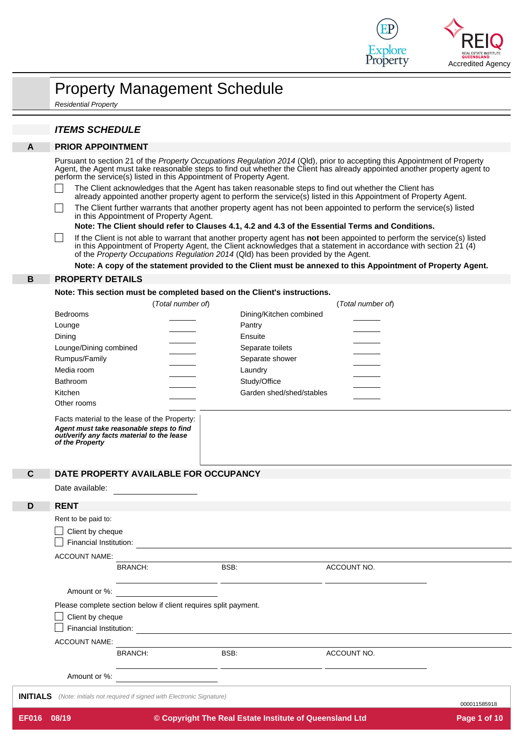# Property Management Schedule

*Residential Property*

## *ITEMS SCHEDULE*

### A PRIOR APPOINTMENT

Pursuant to section 21 of the *Property Occupations Regulation 2014* (Qld), prior to accepting this Appointment of Property Agent, the Agent must take reasonable steps to find out whether the Client has already appointed another property agent to perform the service(s) listed in this Appointment of Property Agent.

☐ The Client acknowledges that the Agent has taken reasonable steps to find out whether the Client has already appointed another property agent to perform the service(s) listed in this Appointment of Property Agent.

☐ The Client further warrants that another property agent has not been appointed to perform the service(s) listed in this Appointment of Property Agent.

**Note: The Client should refer to Clauses 4.1, 4.2 and 4.3 of the Essential Terms and Conditions.**

☐ If the Client is not able to warrant that another property agent has **not** been appointed to perform the service(s) listed in this Appointment of Property Agent, the Client acknowledges that a statement in accordance with section 21 (4) of the *Property Occupations Regulation 2014* (Qld) has been provided by the Agent.

**Note: A copy of the statement provided to the Client must be annexed to this Appointment of Property Agent.**

### B PROPERTY DETAILS

**Note: This section must be completed based on the Client's instructions.**

| | (*Total number of*) | | (*Total number of*) |
|---|---|---|---|
| Bedrooms | ______ | Dining/Kitchen combined | ______ |
| Lounge | ______ | Pantry | ______ |
| Dining | ______ | Ensuite | ______ |
| Lounge/Dining combined | ______ | Separate toilets | ______ |
| Rumpus/Family | ______ | Separate shower | ______ |
| Media room | ______ | Laundry | ______ |
| Bathroom | ______ | Study/Office | ______ |
| Kitchen | ______ | Garden shed/shed/stables | ______ |
| Other rooms | ______ | | |

Facts material to the lease of the Property:
***Agent must take reasonable steps to find out/verify any facts material to the lease of the Property***

### C DATE PROPERTY AVAILABLE FOR OCCUPANCY

Date available: ____________________

### D RENT

Rent to be paid to:

☐ Client by cheque

☐ Financial Institution: ____________________

ACCOUNT NAME: ____________________

BRANCH: ______________ BSB: ______________ ACCOUNT NO. ______________

Amount or %: ____________________

Please complete section below if client requires split payment.

☐ Client by cheque

☐ Financial Institution: ____________________

ACCOUNT NAME: ____________________

BRANCH: ______________ BSB: ______________ ACCOUNT NO. ______________

Amount or %: ____________________

**INITIALS** *(Note: initials not required if signed with Electronic Signature)*

000011585918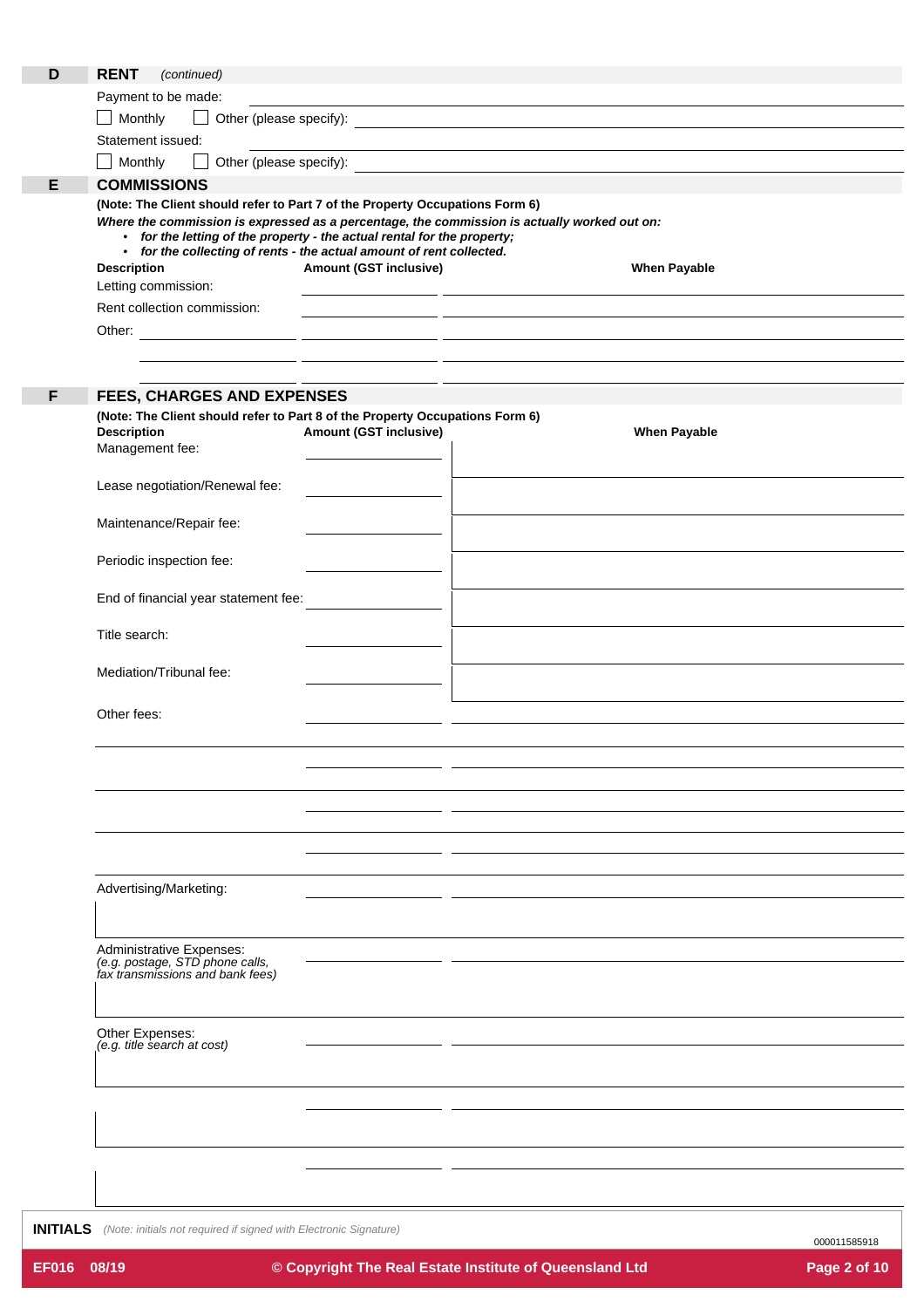## D RENT *(continued)*

Payment to be made:

☐ Monthly ☐ Other (please specify): \_\_\_\_\_\_\_\_\_\_\_\_\_\_\_\_\_\_\_\_

Statement issued:

☐ Monthly ☐ Other (please specify): \_\_\_\_\_\_\_\_\_\_\_\_\_\_\_\_\_\_\_\_

## E COMMISSIONS

**(Note: The Client should refer to Part 7 of the Property Occupations Form 6)**

***Where the commission is expressed as a percentage, the commission is actually worked out on:***

- ***for the letting of the property - the actual rental for the property;***
- ***for the collecting of rents - the actual amount of rent collected.***

| Description | Amount (GST inclusive) | When Payable |
|---|---|---|
| Letting commission: | | |
| Rent collection commission: | | |
| Other: | | |
| | | |
| | | |

## F FEES, CHARGES AND EXPENSES

**(Note: The Client should refer to Part 8 of the Property Occupations Form 6)**

| Description | Amount (GST inclusive) | When Payable |
|---|---|---|
| Management fee: | | |
| Lease negotiation/Renewal fee: | | |
| Maintenance/Repair fee: | | |
| Periodic inspection fee: | | |
| End of financial year statement fee: | | |
| Title search: | | |
| Mediation/Tribunal fee: | | |
| Other fees: | | |
| | | |
| | | |
| | | |
| Advertising/Marketing: | | |
| Administrative Expenses: *(e.g. postage, STD phone calls, fax transmissions and bank fees)* | | |
| Other Expenses: *(e.g. title search at cost)* | | |
| | | |
| | | |

**INITIALS** *(Note: initials not required if signed with Electronic Signature)*

000011585918

EF016 08/19 © Copyright The Real Estate Institute of Queensland Ltd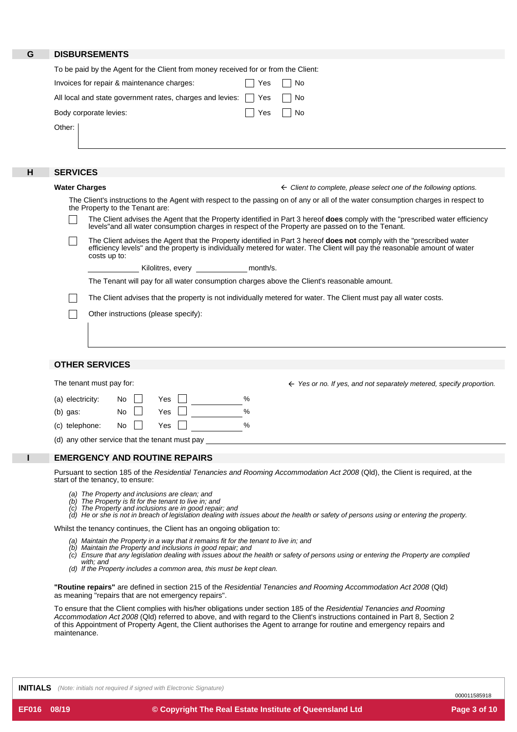## G DISBURSEMENTS

To be paid by the Agent for the Client from money received for or from the Client:

| | | |
|---|---|---|
| Invoices for repair & maintenance charges: | ☐ Yes | ☐ No |
| All local and state government rates, charges and levies: | ☐ Yes | ☐ No |
| Body corporate levies: | ☐ Yes | ☐ No |

Other: ____________________

## H SERVICES

**Water Charges** ← *Client to complete, please select one of the following options.*

The Client's instructions to the Agent with respect to the passing on of any or all of the water consumption charges in respect to the Property to the Tenant are:

☐ The Client advises the Agent that the Property identified in Part 3 hereof **does** comply with the "prescribed water efficiency levels"and all water consumption charges in respect of the Property are passed on to the Tenant.

☐ The Client advises the Agent that the Property identified in Part 3 hereof **does not** comply with the "prescribed water efficiency levels" and the property is individually metered for water. The Client will pay the reasonable amount of water costs up to:

____________ Kilolitres, every ____________ month/s.

The Tenant will pay for all water consumption charges above the Client's reasonable amount.

☐ The Client advises that the property is not individually metered for water. The Client must pay all water costs.

☐ Other instructions (please specify):

____________________

### OTHER SERVICES

The tenant must pay for: ← *Yes or no. If yes, and not separately metered, specify proportion.*

| | | | |
|---|---|---|---|
| (a) electricity: | No ☐ | Yes ☐ | ________ % |
| (b) gas: | No ☐ | Yes ☐ | ________ % |
| (c) telephone: | No ☐ | Yes ☐ | ________ % |

(d) any other service that the tenant must pay ____________________

## I EMERGENCY AND ROUTINE REPAIRS

Pursuant to section 185 of the *Residential Tenancies and Rooming Accommodation Act 2008* (Qld), the Client is required, at the start of the tenancy, to ensure:

*(a) The Property and inclusions are clean; and*
*(b) The Property is fit for the tenant to live in; and*
*(c) The Property and inclusions are in good repair; and*
*(d) He or she is not in breach of legislation dealing with issues about the health or safety of persons using or entering the property.*

Whilst the tenancy continues, the Client has an ongoing obligation to:

*(a) Maintain the Property in a way that it remains fit for the tenant to live in; and*
*(b) Maintain the Property and inclusions in good repair; and*
*(c) Ensure that any legislation dealing with issues about the health or safety of persons using or entering the Property are complied with; and*
*(d) If the Property includes a common area, this must be kept clean.*

**"Routine repairs"** are defined in section 215 of the *Residential Tenancies and Rooming Accommodation Act 2008* (Qld) as meaning "repairs that are not emergency repairs".

To ensure that the Client complies with his/her obligations under section 185 of the *Residential Tenancies and Rooming Accommodation Act 2008* (Qld) referred to above, and with regard to the Client's instructions contained in Part 8, Section 2 of this Appointment of Property Agent, the Client authorises the Agent to arrange for routine and emergency repairs and maintenance.

**INITIALS** *(Note: initials not required if signed with Electronic Signature)*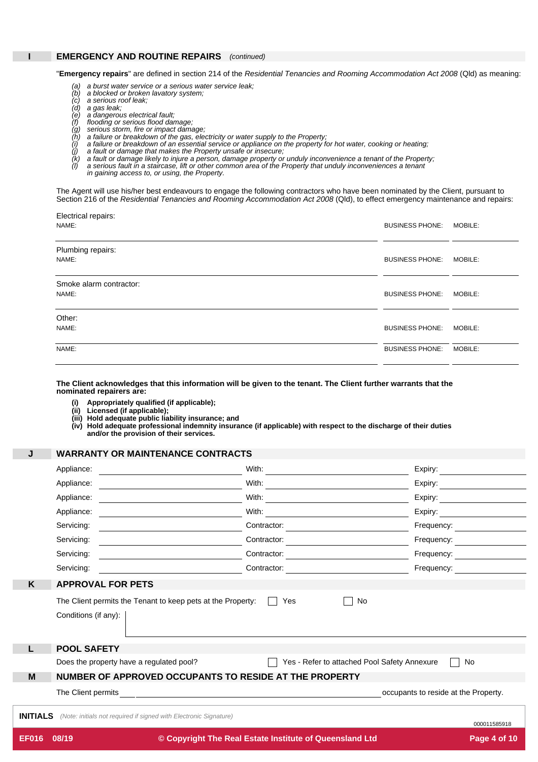## I EMERGENCY AND ROUTINE REPAIRS *(continued)*

"**Emergency repairs**" are defined in section 214 of the *Residential Tenancies and Rooming Accommodation Act 2008* (Qld) as meaning:

*(a) a burst water service or a serious water service leak;*
*(b) a blocked or broken lavatory system;*
*(c) a serious roof leak;*
*(d) a gas leak;*
*(e) a dangerous electrical fault;*
*(f) flooding or serious flood damage;*
*(g) serious storm, fire or impact damage;*
*(h) a failure or breakdown of the gas, electricity or water supply to the Property;*
*(i) a failure or breakdown of an essential service or appliance on the property for hot water, cooking or heating;*
*(j) a fault or damage that makes the Property unsafe or insecure;*
*(k) a fault or damage likely to injure a person, damage property or unduly inconvenience a tenant of the Property;*
*(l) a serious fault in a staircase, lift or other common area of the Property that unduly inconveniences a tenant in gaining access to, or using, the Property.*

The Agent will use his/her best endeavours to engage the following contractors who have been nominated by the Client, pursuant to Section 216 of the *Residential Tenancies and Rooming Accommodation Act 2008* (Qld), to effect emergency maintenance and repairs:

Electrical repairs:

| NAME: | BUSINESS PHONE: | MOBILE: |
|---|---|---|
| | | |

Plumbing repairs:

| NAME: | BUSINESS PHONE: | MOBILE: |
|---|---|---|
| | | |

Smoke alarm contractor:

| NAME: | BUSINESS PHONE: | MOBILE: |
|---|---|---|
| | | |

Other:

| NAME: | BUSINESS PHONE: | MOBILE: |
|---|---|---|
| | | |
| NAME: | BUSINESS PHONE: | MOBILE: |
| | | |

**The Client acknowledges that this information will be given to the tenant. The Client further warrants that the nominated repairers are:**

**(i) Appropriately qualified (if applicable);**
**(ii) Licensed (if applicable);**
**(iii) Hold adequate public liability insurance; and**
**(iv) Hold adequate professional indemnity insurance (if applicable) with respect to the discharge of their duties and/or the provision of their services.**

## J WARRANTY OR MAINTENANCE CONTRACTS

| | | | |
|---|---|---|---|
| Appliance: ______ | With: ______ | Expiry: ______ |
| Appliance: ______ | With: ______ | Expiry: ______ |
| Appliance: ______ | With: ______ | Expiry: ______ |
| Appliance: ______ | With: ______ | Expiry: ______ |
| Servicing: ______ | Contractor: ______ | Frequency: ______ |
| Servicing: ______ | Contractor: ______ | Frequency: ______ |
| Servicing: ______ | Contractor: ______ | Frequency: ______ |
| Servicing: ______ | Contractor: ______ | Frequency: ______ |

## K APPROVAL FOR PETS

The Client permits the Tenant to keep pets at the Property: ☐ Yes ☐ No

Conditions (if any):

## L POOL SAFETY

Does the property have a regulated pool? ☐ Yes - Refer to attached Pool Safety Annexure ☐ No

## M NUMBER OF APPROVED OCCUPANTS TO RESIDE AT THE PROPERTY

The Client permits ______ occupants to reside at the Property.

**INITIALS** *(Note: initials not required if signed with Electronic Signature)*

000011585918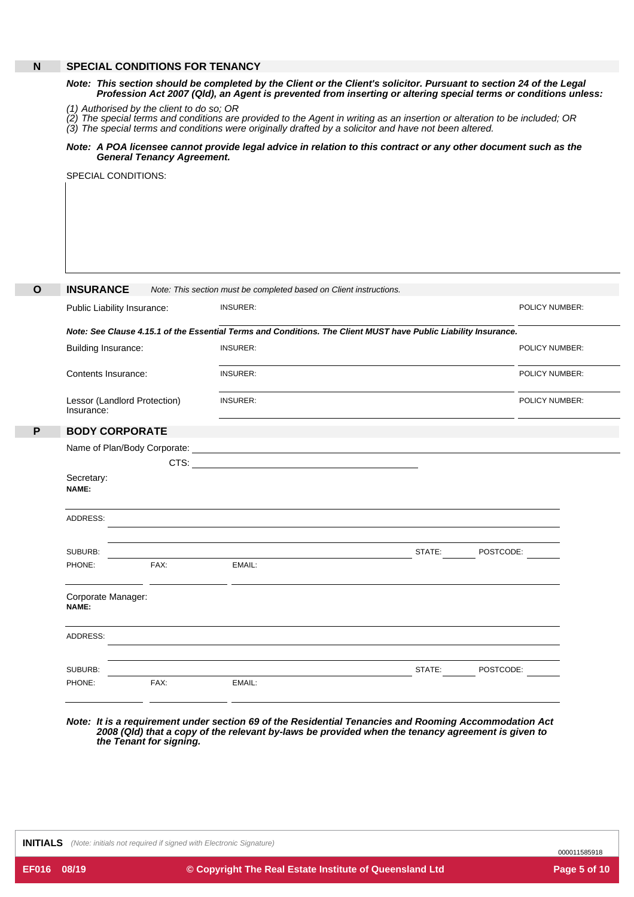## N SPECIAL CONDITIONS FOR TENANCY

***Note: This section should be completed by the Client or the Client's solicitor. Pursuant to section 24 of the Legal Profession Act 2007 (Qld), an Agent is prevented from inserting or altering special terms or conditions unless:***

*(1) Authorised by the client to do so; OR*
*(2) The special terms and conditions are provided to the Agent in writing as an insertion or alteration to be included; OR*
*(3) The special terms and conditions were originally drafted by a solicitor and have not been altered.*

***Note: A POA licensee cannot provide legal advice in relation to this contract or any other document such as the General Tenancy Agreement.***

SPECIAL CONDITIONS:

## O INSURANCE

*Note: This section must be completed based on Client instructions.*

| | | |
|---|---|---|
| Public Liability Insurance: | INSURER: | POLICY NUMBER: |

***Note: See Clause 4.15.1 of the Essential Terms and Conditions. The Client MUST have Public Liability Insurance.***

| | | |
|---|---|---|
| Building Insurance: | INSURER: | POLICY NUMBER: |
| Contents Insurance: | INSURER: | POLICY NUMBER: |
| Lessor (Landlord Protection) Insurance: | INSURER: | POLICY NUMBER: |

## P BODY CORPORATE

Name of Plan/Body Corporate: 

CTS: 

Secretary:
**NAME:**

ADDRESS:

SUBURB: STATE: POSTCODE:

PHONE: FAX: EMAIL:

Corporate Manager:
**NAME:**

ADDRESS:

SUBURB: STATE: POSTCODE:

PHONE: FAX: EMAIL:

***Note: It is a requirement under section 69 of the Residential Tenancies and Rooming Accommodation Act 2008 (Qld) that a copy of the relevant by-laws be provided when the tenancy agreement is given to the Tenant for signing.***

**INITIALS** *(Note: initials not required if signed with Electronic Signature)*

000011585918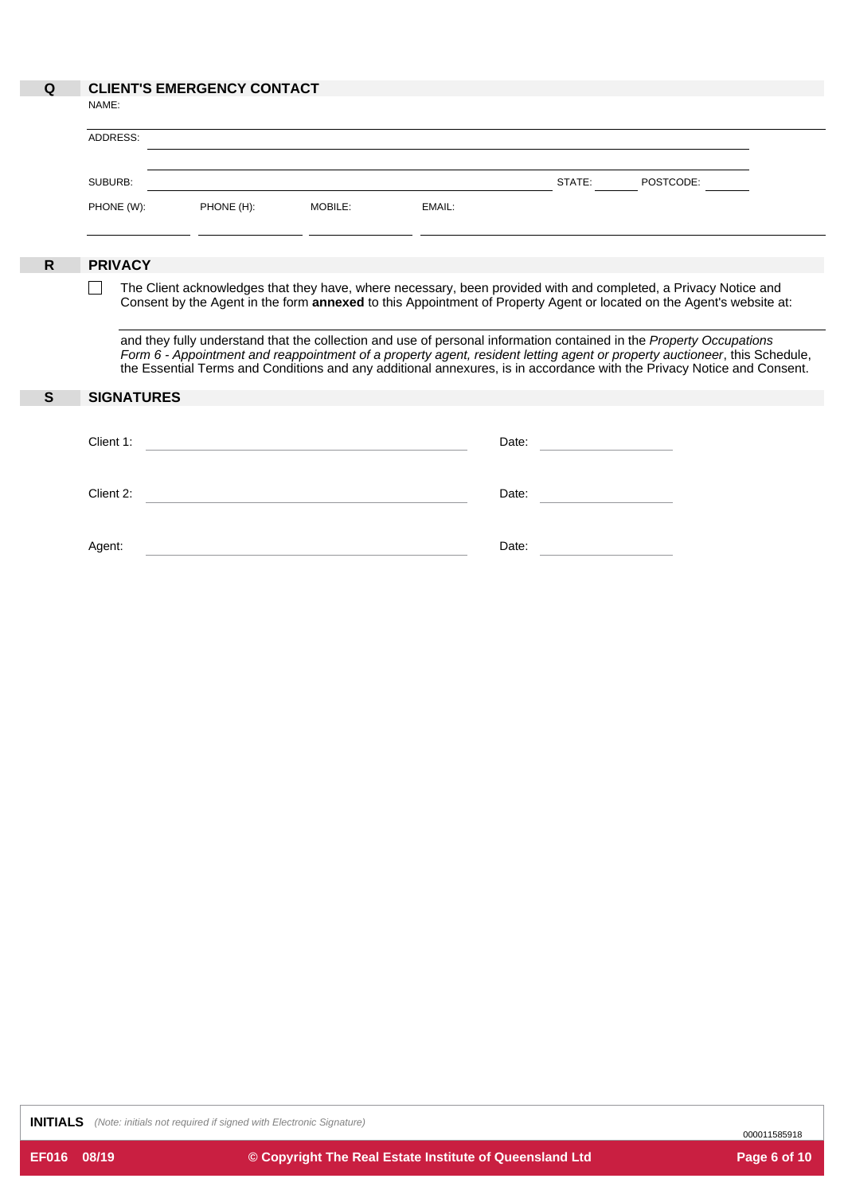## Q CLIENT'S EMERGENCY CONTACT

NAME:

ADDRESS:

SUBURB: STATE: POSTCODE:

PHONE (W): PHONE (H): MOBILE: EMAIL:

## R PRIVACY

☐ The Client acknowledges that they have, where necessary, been provided with and completed, a Privacy Notice and Consent by the Agent in the form **annexed** to this Appointment of Property Agent or located on the Agent's website at:

and they fully understand that the collection and use of personal information contained in the *Property Occupations Form 6 - Appointment and reappointment of a property agent, resident letting agent or property auctioneer*, this Schedule, the Essential Terms and Conditions and any additional annexures, is in accordance with the Privacy Notice and Consent.

## S SIGNATURES

Client 1: Date:

Client 2: Date:

Agent: Date:

**INITIALS** *(Note: initials not required if signed with Electronic Signature)*

000011585918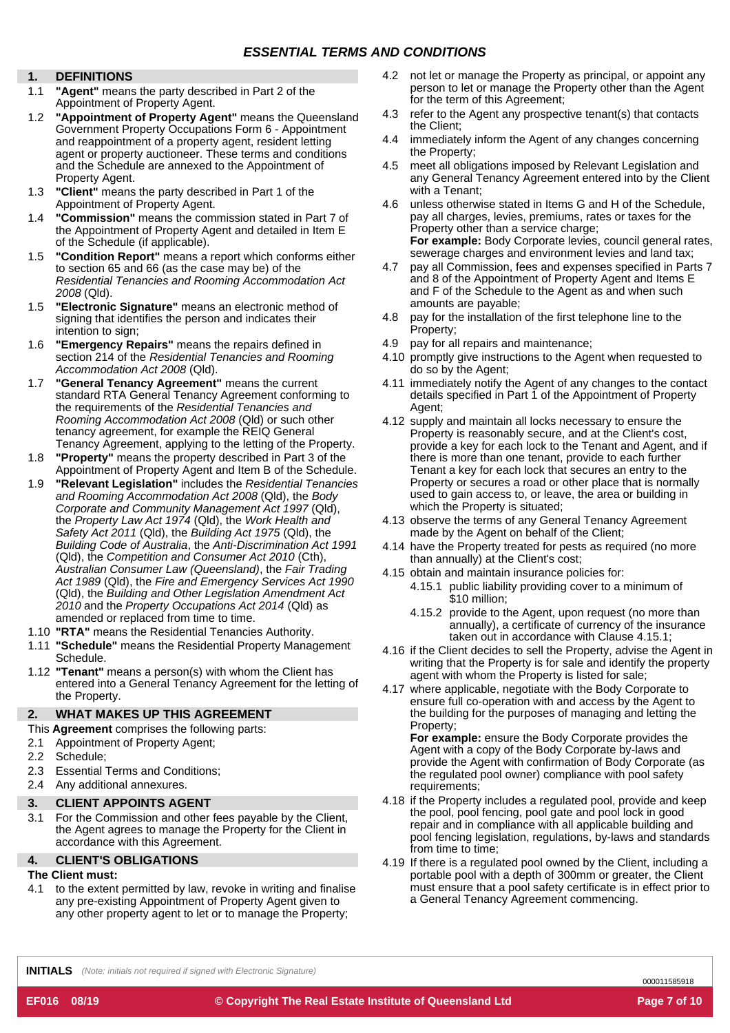## ESSENTIAL TERMS AND CONDITIONS

### 1. DEFINITIONS

1.1 **"Agent"** means the party described in Part 2 of the Appointment of Property Agent.

1.2 **"Appointment of Property Agent"** means the Queensland Government Property Occupations Form 6 - Appointment and reappointment of a property agent, resident letting agent or property auctioneer. These terms and conditions and the Schedule are annexed to the Appointment of Property Agent.

1.3 **"Client"** means the party described in Part 1 of the Appointment of Property Agent.

1.4 **"Commission"** means the commission stated in Part 7 of the Appointment of Property Agent and detailed in Item E of the Schedule (if applicable).

1.5 **"Condition Report"** means a report which conforms either to section 65 and 66 (as the case may be) of the *Residential Tenancies and Rooming Accommodation Act 2008* (Qld).

1.5 **"Electronic Signature"** means an electronic method of signing that identifies the person and indicates their intention to sign;

1.6 **"Emergency Repairs"** means the repairs defined in section 214 of the *Residential Tenancies and Rooming Accommodation Act 2008* (Qld).

1.7 **"General Tenancy Agreement"** means the current standard RTA General Tenancy Agreement conforming to the requirements of the *Residential Tenancies and Rooming Accommodation Act 2008* (Qld) or such other tenancy agreement, for example the REIQ General Tenancy Agreement, applying to the letting of the Property.

1.8 **"Property"** means the property described in Part 3 of the Appointment of Property Agent and Item B of the Schedule.

1.9 **"Relevant Legislation"** includes the *Residential Tenancies and Rooming Accommodation Act 2008* (Qld), the *Body Corporate and Community Management Act 1997* (Qld), the *Property Law Act 1974* (Qld), the *Work Health and Safety Act 2011* (Qld), the *Building Act 1975* (Qld), the *Building Code of Australia*, the *Anti-Discrimination Act 1991* (Qld), the *Competition and Consumer Act 2010* (Cth), *Australian Consumer Law (Queensland)*, the *Fair Trading Act 1989* (Qld), the *Fire and Emergency Services Act 1990* (Qld), the *Building and Other Legislation Amendment Act 2010* and the *Property Occupations Act 2014* (Qld) as amended or replaced from time to time.

1.10 **"RTA"** means the Residential Tenancies Authority.

1.11 **"Schedule"** means the Residential Property Management Schedule.

1.12 **"Tenant"** means a person(s) with whom the Client has entered into a General Tenancy Agreement for the letting of the Property.

### 2. WHAT MAKES UP THIS AGREEMENT

This **Agreement** comprises the following parts:

2.1 Appointment of Property Agent;

2.2 Schedule;

2.3 Essential Terms and Conditions;

2.4 Any additional annexures.

### 3. CLIENT APPOINTS AGENT

3.1 For the Commission and other fees payable by the Client, the Agent agrees to manage the Property for the Client in accordance with this Agreement.

### 4. CLIENT'S OBLIGATIONS

**The Client must:**

4.1 to the extent permitted by law, revoke in writing and finalise any pre-existing Appointment of Property Agent given to any other property agent to let or to manage the Property;

4.2 not let or manage the Property as principal, or appoint any person to let or manage the Property other than the Agent for the term of this Agreement;

4.3 refer to the Agent any prospective tenant(s) that contacts the Client;

4.4 immediately inform the Agent of any changes concerning the Property;

4.5 meet all obligations imposed by Relevant Legislation and any General Tenancy Agreement entered into by the Client with a Tenant;

4.6 unless otherwise stated in Items G and H of the Schedule, pay all charges, levies, premiums, rates or taxes for the Property other than a service charge;
**For example:** Body Corporate levies, council general rates, sewerage charges and environment levies and land tax;

4.7 pay all Commission, fees and expenses specified in Parts 7 and 8 of the Appointment of Property Agent and Items E and F of the Schedule to the Agent as and when such amounts are payable;

4.8 pay for the installation of the first telephone line to the Property;

4.9 pay for all repairs and maintenance;

4.10 promptly give instructions to the Agent when requested to do so by the Agent;

4.11 immediately notify the Agent of any changes to the contact details specified in Part 1 of the Appointment of Property Agent;

4.12 supply and maintain all locks necessary to ensure the Property is reasonably secure, and at the Client's cost, provide a key for each lock to the Tenant and Agent, and if there is more than one tenant, provide to each further Tenant a key for each lock that secures an entry to the Property or secures a road or other place that is normally used to gain access to, or leave, the area or building in which the Property is situated;

4.13 observe the terms of any General Tenancy Agreement made by the Agent on behalf of the Client;

4.14 have the Property treated for pests as required (no more than annually) at the Client's cost;

4.15 obtain and maintain insurance policies for:

  4.15.1 public liability providing cover to a minimum of $10 million;

  4.15.2 provide to the Agent, upon request (no more than annually), a certificate of currency of the insurance taken out in accordance with Clause 4.15.1;

4.16 if the Client decides to sell the Property, advise the Agent in writing that the Property is for sale and identify the property agent with whom the Property is listed for sale;

4.17 where applicable, negotiate with the Body Corporate to ensure full co-operation with and access by the Agent to the building for the purposes of managing and letting the Property;
**For example:** ensure the Body Corporate provides the Agent with a copy of the Body Corporate by-laws and provide the Agent with confirmation of Body Corporate (as the regulated pool owner) compliance with pool safety requirements;

4.18 if the Property includes a regulated pool, provide and keep the pool, pool fencing, pool gate and pool lock in good repair and in compliance with all applicable building and pool fencing legislation, regulations, by-laws and standards from time to time;

4.19 If there is a regulated pool owned by the Client, including a portable pool with a depth of 300mm or greater, the Client must ensure that a pool safety certificate is in effect prior to a General Tenancy Agreement commencing.

**INITIALS** *(Note: initials not required if signed with Electronic Signature)*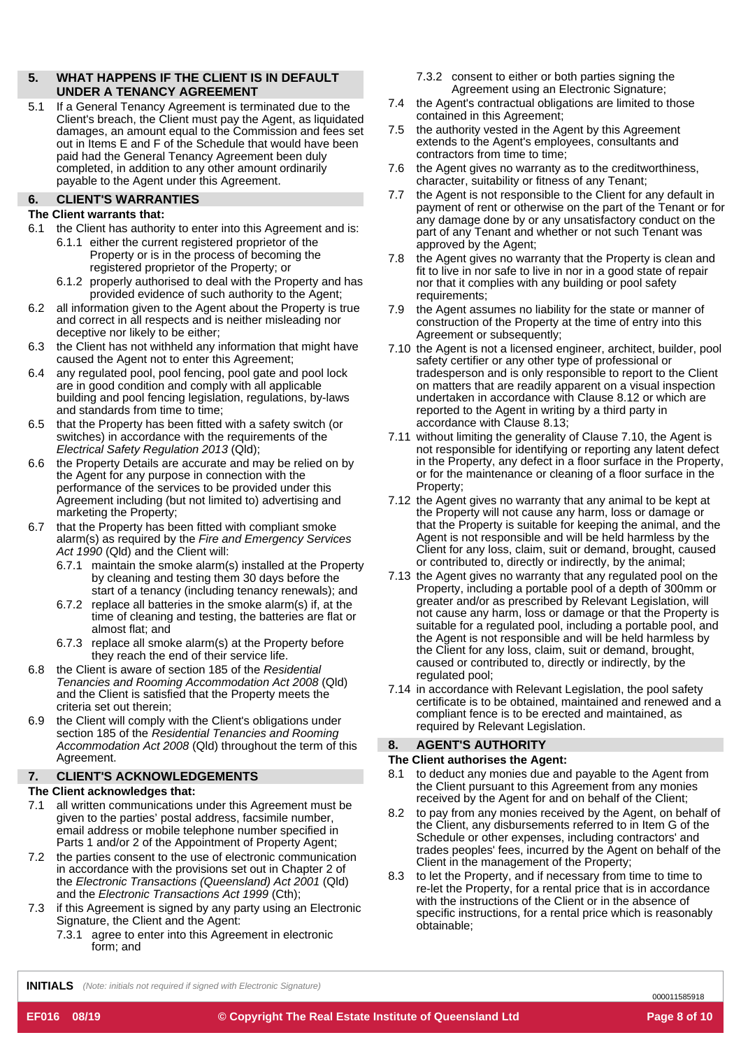## 5. WHAT HAPPENS IF THE CLIENT IS IN DEFAULT UNDER A TENANCY AGREEMENT

5.1 If a General Tenancy Agreement is terminated due to the Client's breach, the Client must pay the Agent, as liquidated damages, an amount equal to the Commission and fees set out in Items E and F of the Schedule that would have been paid had the General Tenancy Agreement been duly completed, in addition to any other amount ordinarily payable to the Agent under this Agreement.

## 6. CLIENT'S WARRANTIES

**The Client warrants that:**

6.1 the Client has authority to enter into this Agreement and is:

6.1.1 either the current registered proprietor of the Property or is in the process of becoming the registered proprietor of the Property; or

6.1.2 properly authorised to deal with the Property and has provided evidence of such authority to the Agent;

6.2 all information given to the Agent about the Property is true and correct in all respects and is neither misleading nor deceptive nor likely to be either;

6.3 the Client has not withheld any information that might have caused the Agent not to enter this Agreement;

6.4 any regulated pool, pool fencing, pool gate and pool lock are in good condition and comply with all applicable building and pool fencing legislation, regulations, by-laws and standards from time to time;

6.5 that the Property has been fitted with a safety switch (or switches) in accordance with the requirements of the *Electrical Safety Regulation 2013* (Qld);

6.6 the Property Details are accurate and may be relied on by the Agent for any purpose in connection with the performance of the services to be provided under this Agreement including (but not limited to) advertising and marketing the Property;

6.7 that the Property has been fitted with compliant smoke alarm(s) as required by the *Fire and Emergency Services Act 1990* (Qld) and the Client will:

6.7.1 maintain the smoke alarm(s) installed at the Property by cleaning and testing them 30 days before the start of a tenancy (including tenancy renewals); and

6.7.2 replace all batteries in the smoke alarm(s) if, at the time of cleaning and testing, the batteries are flat or almost flat; and

6.7.3 replace all smoke alarm(s) at the Property before they reach the end of their service life.

6.8 the Client is aware of section 185 of the *Residential Tenancies and Rooming Accommodation Act 2008* (Qld) and the Client is satisfied that the Property meets the criteria set out therein;

6.9 the Client will comply with the Client's obligations under section 185 of the *Residential Tenancies and Rooming Accommodation Act 2008* (Qld) throughout the term of this Agreement.

## 7. CLIENT'S ACKNOWLEDGEMENTS

**The Client acknowledges that:**

7.1 all written communications under this Agreement must be given to the parties' postal address, facsimile number, email address or mobile telephone number specified in Parts 1 and/or 2 of the Appointment of Property Agent;

7.2 the parties consent to the use of electronic communication in accordance with the provisions set out in Chapter 2 of the *Electronic Transactions (Queensland) Act 2001* (Qld) and the *Electronic Transactions Act 1999* (Cth);

7.3 if this Agreement is signed by any party using an Electronic Signature, the Client and the Agent:

7.3.1 agree to enter into this Agreement in electronic form; and

7.3.2 consent to either or both parties signing the Agreement using an Electronic Signature;

7.4 the Agent's contractual obligations are limited to those contained in this Agreement;

7.5 the authority vested in the Agent by this Agreement extends to the Agent's employees, consultants and contractors from time to time;

7.6 the Agent gives no warranty as to the creditworthiness, character, suitability or fitness of any Tenant;

7.7 the Agent is not responsible to the Client for any default in payment of rent or otherwise on the part of the Tenant or for any damage done by or any unsatisfactory conduct on the part of any Tenant and whether or not such Tenant was approved by the Agent;

7.8 the Agent gives no warranty that the Property is clean and fit to live in nor safe to live in nor in a good state of repair nor that it complies with any building or pool safety requirements;

7.9 the Agent assumes no liability for the state or manner of construction of the Property at the time of entry into this Agreement or subsequently;

7.10 the Agent is not a licensed engineer, architect, builder, pool safety certifier or any other type of professional or tradesperson and is only responsible to report to the Client on matters that are readily apparent on a visual inspection undertaken in accordance with Clause 8.12 or which are reported to the Agent in writing by a third party in accordance with Clause 8.13;

7.11 without limiting the generality of Clause 7.10, the Agent is not responsible for identifying or reporting any latent defect in the Property, any defect in a floor surface in the Property, or for the maintenance or cleaning of a floor surface in the Property;

7.12 the Agent gives no warranty that any animal to be kept at the Property will not cause any harm, loss or damage or that the Property is suitable for keeping the animal, and the Agent is not responsible and will be held harmless by the Client for any loss, claim, suit or demand, brought, caused or contributed to, directly or indirectly, by the animal;

7.13 the Agent gives no warranty that any regulated pool on the Property, including a portable pool of a depth of 300mm or greater and/or as prescribed by Relevant Legislation, will not cause any harm, loss or damage or that the Property is suitable for a regulated pool, including a portable pool, and the Agent is not responsible and will be held harmless by the Client for any loss, claim, suit or demand, brought, caused or contributed to, directly or indirectly, by the regulated pool;

7.14 in accordance with Relevant Legislation, the pool safety certificate is to be obtained, maintained and renewed and a compliant fence is to be erected and maintained, as required by Relevant Legislation.

## 8. AGENT'S AUTHORITY

**The Client authorises the Agent:**

8.1 to deduct any monies due and payable to the Agent from the Client pursuant to this Agreement from any monies received by the Agent for and on behalf of the Client;

8.2 to pay from any monies received by the Agent, on behalf of the Client, any disbursements referred to in Item G of the Schedule or other expenses, including contractors' and trades peoples' fees, incurred by the Agent on behalf of the Client in the management of the Property;

8.3 to let the Property, and if necessary from time to time to re-let the Property, for a rental price that is in accordance with the instructions of the Client or in the absence of specific instructions, for a rental price which is reasonably obtainable;

**INITIALS** *(Note: initials not required if signed with Electronic Signature)*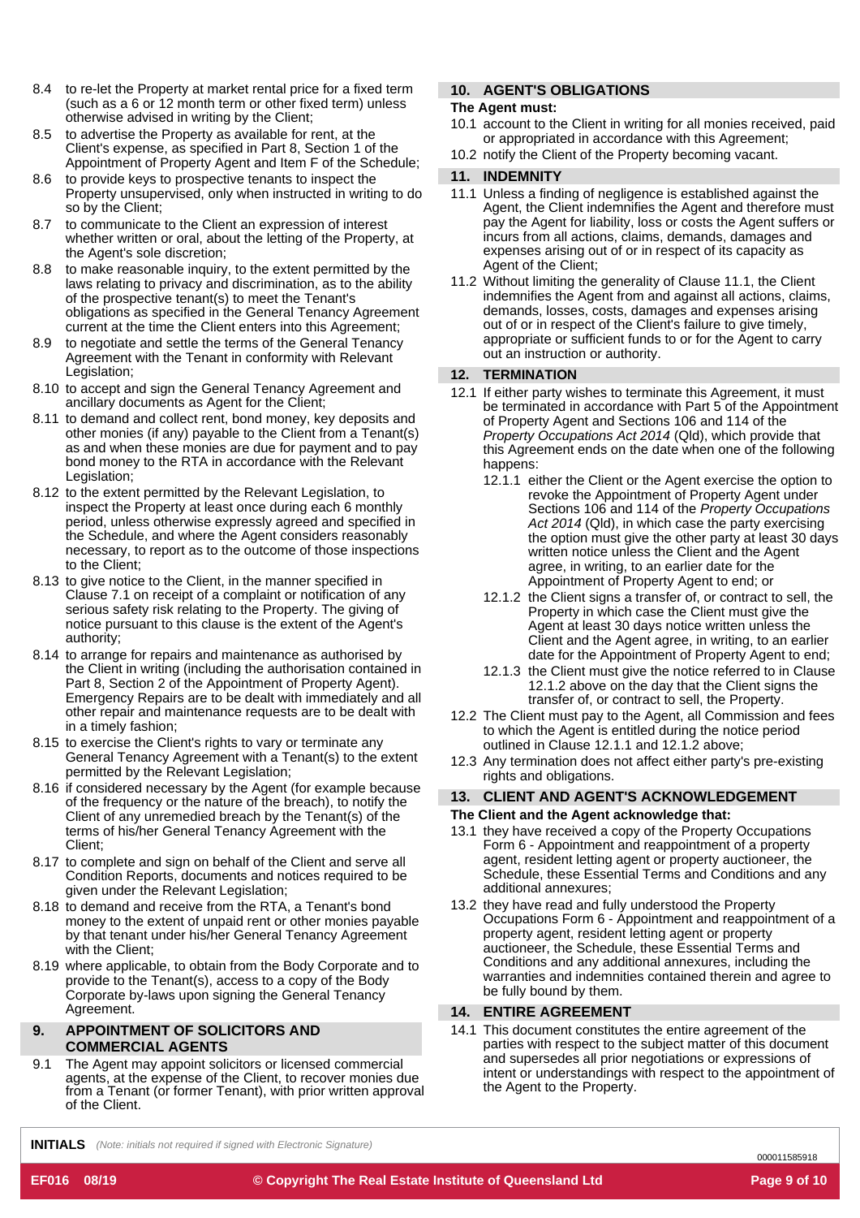8.4 to re-let the Property at market rental price for a fixed term (such as a 6 or 12 month term or other fixed term) unless otherwise advised in writing by the Client;

8.5 to advertise the Property as available for rent, at the Client's expense, as specified in Part 8, Section 1 of the Appointment of Property Agent and Item F of the Schedule;

8.6 to provide keys to prospective tenants to inspect the Property unsupervised, only when instructed in writing to do so by the Client;

8.7 to communicate to the Client an expression of interest whether written or oral, about the letting of the Property, at the Agent's sole discretion;

8.8 to make reasonable inquiry, to the extent permitted by the laws relating to privacy and discrimination, as to the ability of the prospective tenant(s) to meet the Tenant's obligations as specified in the General Tenancy Agreement current at the time the Client enters into this Agreement;

8.9 to negotiate and settle the terms of the General Tenancy Agreement with the Tenant in conformity with Relevant Legislation;

8.10 to accept and sign the General Tenancy Agreement and ancillary documents as Agent for the Client;

8.11 to demand and collect rent, bond money, key deposits and other monies (if any) payable to the Client from a Tenant(s) as and when these monies are due for payment and to pay bond money to the RTA in accordance with the Relevant Legislation;

8.12 to the extent permitted by the Relevant Legislation, to inspect the Property at least once during each 6 monthly period, unless otherwise expressly agreed and specified in the Schedule, and where the Agent considers reasonably necessary, to report as to the outcome of those inspections to the Client;

8.13 to give notice to the Client, in the manner specified in Clause 7.1 on receipt of a complaint or notification of any serious safety risk relating to the Property. The giving of notice pursuant to this clause is the extent of the Agent's authority;

8.14 to arrange for repairs and maintenance as authorised by the Client in writing (including the authorisation contained in Part 8, Section 2 of the Appointment of Property Agent). Emergency Repairs are to be dealt with immediately and all other repair and maintenance requests are to be dealt with in a timely fashion;

8.15 to exercise the Client's rights to vary or terminate any General Tenancy Agreement with a Tenant(s) to the extent permitted by the Relevant Legislation;

8.16 if considered necessary by the Agent (for example because of the frequency or the nature of the breach), to notify the Client of any unremedied breach by the Tenant(s) of the terms of his/her General Tenancy Agreement with the Client;

8.17 to complete and sign on behalf of the Client and serve all Condition Reports, documents and notices required to be given under the Relevant Legislation;

8.18 to demand and receive from the RTA, a Tenant's bond money to the extent of unpaid rent or other monies payable by that tenant under his/her General Tenancy Agreement with the Client;

8.19 where applicable, to obtain from the Body Corporate and to provide to the Tenant(s), access to a copy of the Body Corporate by-laws upon signing the General Tenancy Agreement.

## 9. APPOINTMENT OF SOLICITORS AND COMMERCIAL AGENTS

9.1 The Agent may appoint solicitors or licensed commercial agents, at the expense of the Client, to recover monies due from a Tenant (or former Tenant), with prior written approval of the Client.

## 10. AGENT'S OBLIGATIONS

**The Agent must:**

10.1 account to the Client in writing for all monies received, paid or appropriated in accordance with this Agreement;

10.2 notify the Client of the Property becoming vacant.

## 11. INDEMNITY

11.1 Unless a finding of negligence is established against the Agent, the Client indemnifies the Agent and therefore must pay the Agent for liability, loss or costs the Agent suffers or incurs from all actions, claims, demands, damages and expenses arising out of or in respect of its capacity as Agent of the Client;

11.2 Without limiting the generality of Clause 11.1, the Client indemnifies the Agent from and against all actions, claims, demands, losses, costs, damages and expenses arising out of or in respect of the Client's failure to give timely, appropriate or sufficient funds to or for the Agent to carry out an instruction or authority.

## 12. TERMINATION

12.1 If either party wishes to terminate this Agreement, it must be terminated in accordance with Part 5 of the Appointment of Property Agent and Sections 106 and 114 of the *Property Occupations Act 2014* (Qld), which provide that this Agreement ends on the date when one of the following happens:

12.1.1 either the Client or the Agent exercise the option to revoke the Appointment of Property Agent under Sections 106 and 114 of the *Property Occupations Act 2014* (Qld), in which case the party exercising the option must give the other party at least 30 days written notice unless the Client and the Agent agree, in writing, to an earlier date for the Appointment of Property Agent to end; or

12.1.2 the Client signs a transfer of, or contract to sell, the Property in which case the Client must give the Agent at least 30 days notice written unless the Client and the Agent agree, in writing, to an earlier date for the Appointment of Property Agent to end;

12.1.3 the Client must give the notice referred to in Clause 12.1.2 above on the day that the Client signs the transfer of, or contract to sell, the Property.

12.2 The Client must pay to the Agent, all Commission and fees to which the Agent is entitled during the notice period outlined in Clause 12.1.1 and 12.1.2 above;

12.3 Any termination does not affect either party's pre-existing rights and obligations.

## 13. CLIENT AND AGENT'S ACKNOWLEDGEMENT

**The Client and the Agent acknowledge that:**

13.1 they have received a copy of the Property Occupations Form 6 - Appointment and reappointment of a property agent, resident letting agent or property auctioneer, the Schedule, these Essential Terms and Conditions and any additional annexures;

13.2 they have read and fully understood the Property Occupations Form 6 - Appointment and reappointment of a property agent, resident letting agent or property auctioneer, the Schedule, these Essential Terms and Conditions and any additional annexures, including the warranties and indemnities contained therein and agree to be fully bound by them.

## 14. ENTIRE AGREEMENT

14.1 This document constitutes the entire agreement of the parties with respect to the subject matter of this document and supersedes all prior negotiations or expressions of intent or understandings with respect to the appointment of the Agent to the Property.

**INITIALS** *(Note: initials not required if signed with Electronic Signature)*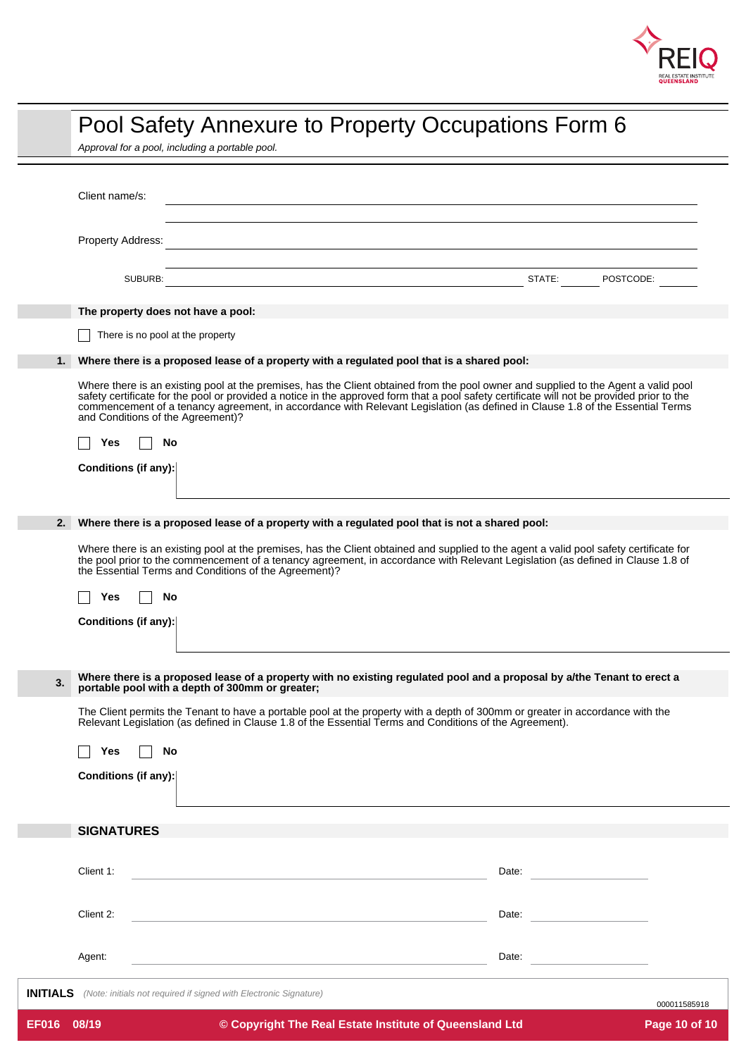# Pool Safety Annexure to Property Occupations Form 6

*Approval for a pool, including a portable pool.*

Client name/s: ______________________________________________

______________________________________________

Property Address: ______________________________________________

______________________________________________

SUBURB: ______________________ STATE: ________ POSTCODE: ________

**The property does not have a pool:**

☐ There is no pool at the property

**1. Where there is a proposed lease of a property with a regulated pool that is a shared pool:**

Where there is an existing pool at the premises, has the Client obtained from the pool owner and supplied to the Agent a valid pool safety certificate for the pool or provided a notice in the approved form that a pool safety certificate will not be provided prior to the commencement of a tenancy agreement, in accordance with Relevant Legislation (as defined in Clause 1.8 of the Essential Terms and Conditions of the Agreement)?

☐ **Yes** ☐ **No**

**Conditions (if any):** ______________________________________________

**2. Where there is a proposed lease of a property with a regulated pool that is not a shared pool:**

Where there is an existing pool at the premises, has the Client obtained and supplied to the agent a valid pool safety certificate for the pool prior to the commencement of a tenancy agreement, in accordance with Relevant Legislation (as defined in Clause 1.8 of the Essential Terms and Conditions of the Agreement)?

☐ **Yes** ☐ **No**

**Conditions (if any):** ______________________________________________

**3. Where there is a proposed lease of a property with no existing regulated pool and a proposal by a/the Tenant to erect a portable pool with a depth of 300mm or greater;**

The Client permits the Tenant to have a portable pool at the property with a depth of 300mm or greater in accordance with the Relevant Legislation (as defined in Clause 1.8 of the Essential Terms and Conditions of the Agreement).

☐ **Yes** ☐ **No**

**Conditions (if any):** ______________________________________________

## SIGNATURES

Client 1: ______________________________ Date: ______________

Client 2: ______________________________ Date: ______________

Agent: ______________________________ Date: ______________

**INITIALS** *(Note: initials not required if signed with Electronic Signature)*

000011585918

**EF016 08/19** **© Copyright The Real Estate Institute of Queensland Ltd**